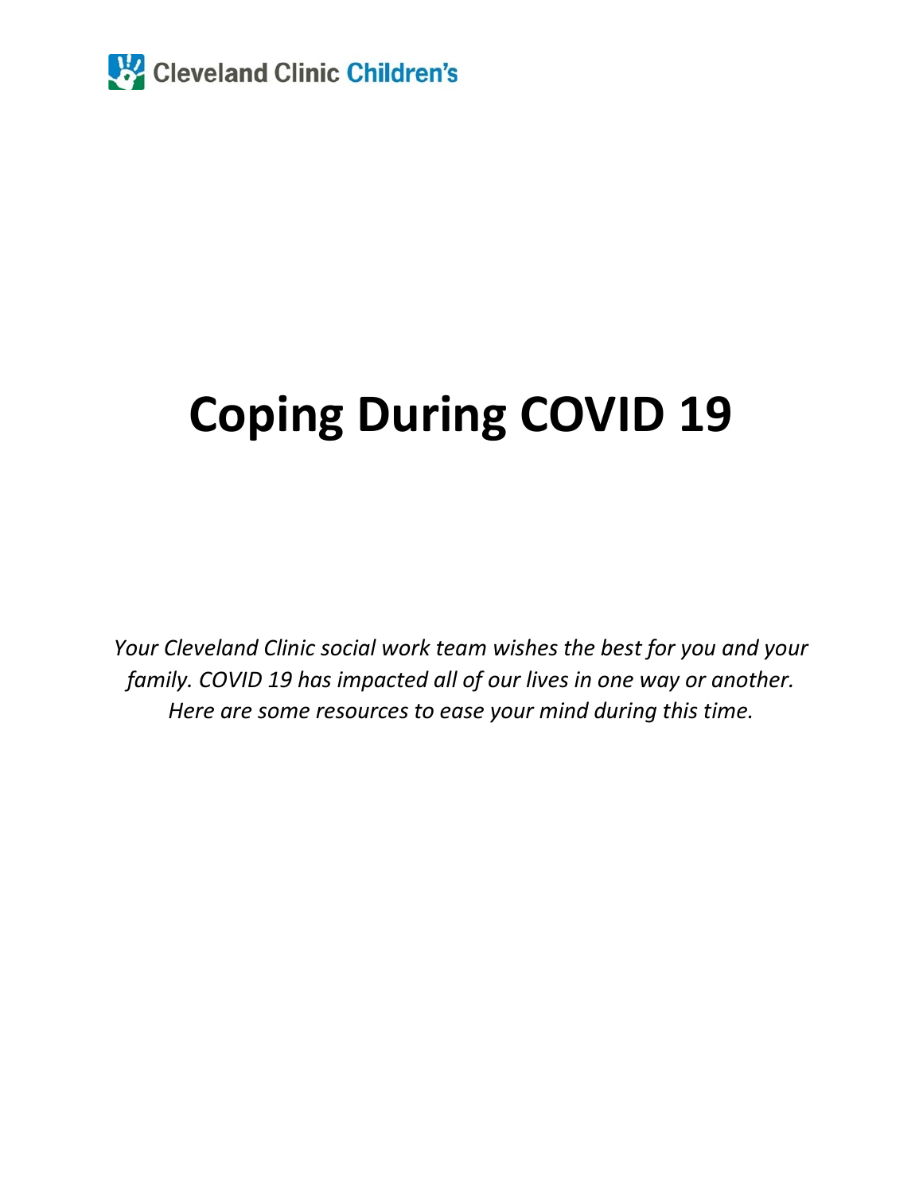Cleveland Clinic Children's

# Coping During COVID 19

*Your Cleveland Clinic social work team wishes the best for you and your family. COVID 19 has impacted all of our lives in one way or another. Here are some resources to ease your mind during this time.*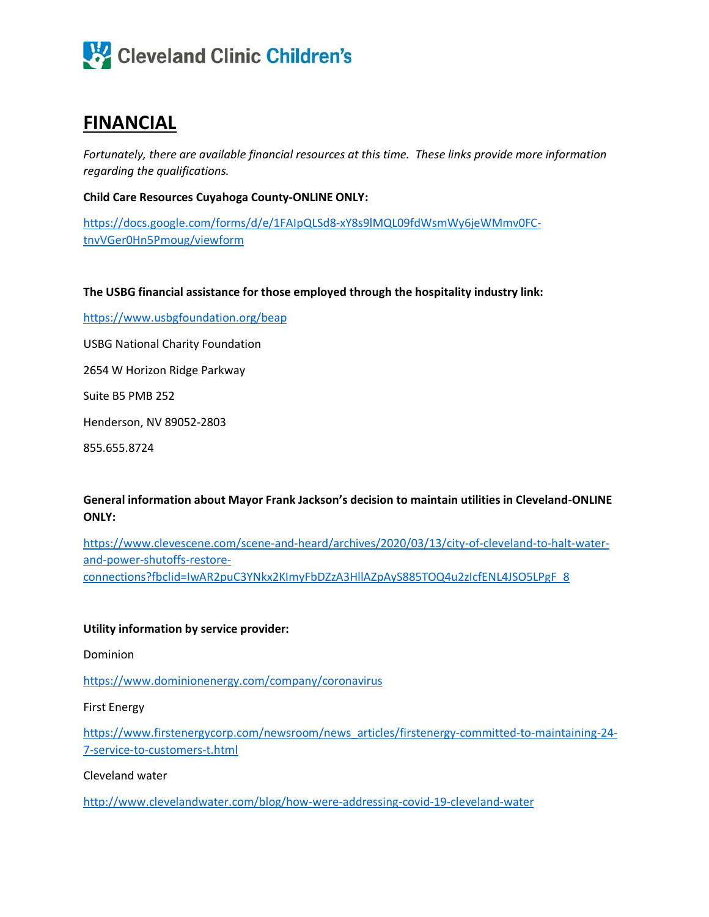# FINANCIAL

*Fortunately, there are available financial resources at this time. These links provide more information regarding the qualifications.*

**Child Care Resources Cuyahoga County-ONLINE ONLY:**

https://docs.google.com/forms/d/e/1FAIpQLSd8-xY8s9lMQL09fdWsmWy6jeWMmv0FC-tnvVGer0Hn5Pmoug/viewform

**The USBG financial assistance for those employed through the hospitality industry link:**

https://www.usbgfoundation.org/beap

USBG National Charity Foundation

2654 W Horizon Ridge Parkway

Suite B5 PMB 252

Henderson, NV 89052-2803

855.655.8724

**General information about Mayor Frank Jackson's decision to maintain utilities in Cleveland-ONLINE ONLY:**

https://www.clevescene.com/scene-and-heard/archives/2020/03/13/city-of-cleveland-to-halt-water-and-power-shutoffs-restore-connections?fbclid=IwAR2puC3YNkx2KImyFbDZzA3HllAZpAyS885TOQ4u2zIcfENL4JSO5LPgF_8

**Utility information by service provider:**

Dominion

https://www.dominionenergy.com/company/coronavirus

First Energy

https://www.firstenergycorp.com/newsroom/news_articles/firstenergy-committed-to-maintaining-24-7-service-to-customers-t.html

Cleveland water

http://www.clevelandwater.com/blog/how-were-addressing-covid-19-cleveland-water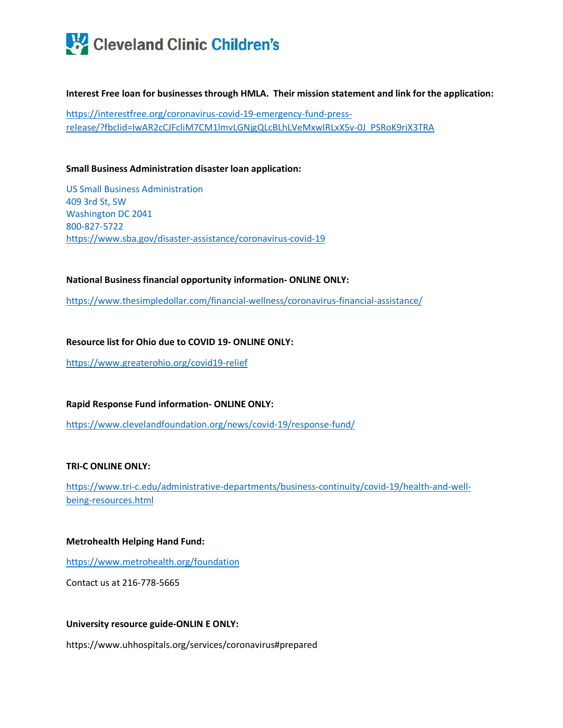**Interest Free loan for businesses through HMLA. Their mission statement and link for the application:**

https://interestfree.org/coronavirus-covid-19-emergency-fund-press-release/?fbclid=IwAR2cCJFcliM7CM1lmvLGNjgQLcBLhLVeMxwlRLxX5v-0J_PSRoK9riX3TRA

**Small Business Administration disaster loan application:**

US Small Business Administration
409 3rd St, SW
Washington DC 2041
800-827-5722
https://www.sba.gov/disaster-assistance/coronavirus-covid-19

**National Business financial opportunity information- ONLINE ONLY:**

https://www.thesimpledollar.com/financial-wellness/coronavirus-financial-assistance/

**Resource list for Ohio due to COVID 19- ONLINE ONLY:**

https://www.greaterohio.org/covid19-relief

**Rapid Response Fund information- ONLINE ONLY:**

https://www.clevelandfoundation.org/news/covid-19/response-fund/

**TRI-C ONLINE ONLY:**

https://www.tri-c.edu/administrative-departments/business-continuity/covid-19/health-and-well-being-resources.html

**Metrohealth Helping Hand Fund:**

https://www.metrohealth.org/foundation

Contact us at 216-778-5665

**University resource guide-ONLIN E ONLY:**

https://www.uhhospitals.org/services/coronavirus#prepared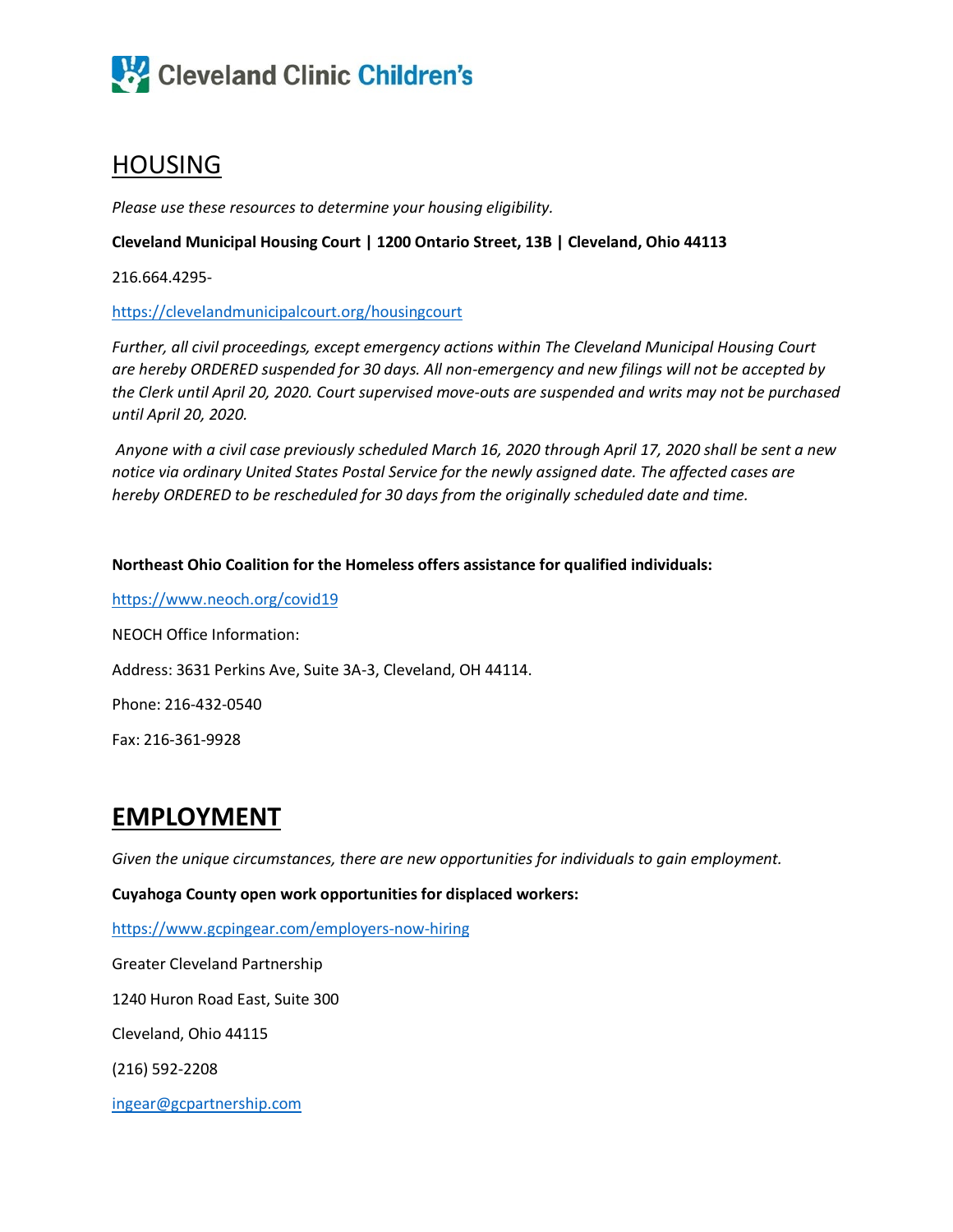# HOUSING

*Please use these resources to determine your housing eligibility.*

**Cleveland Municipal Housing Court | 1200 Ontario Street, 13B | Cleveland, Ohio 44113**

216.664.4295-

https://clevelandmunicipalcourt.org/housingcourt

*Further, all civil proceedings, except emergency actions within The Cleveland Municipal Housing Court are hereby ORDERED suspended for 30 days. All non-emergency and new filings will not be accepted by the Clerk until April 20, 2020. Court supervised move-outs are suspended and writs may not be purchased until April 20, 2020.*

*Anyone with a civil case previously scheduled March 16, 2020 through April 17, 2020 shall be sent a new notice via ordinary United States Postal Service for the newly assigned date. The affected cases are hereby ORDERED to be rescheduled for 30 days from the originally scheduled date and time.*

**Northeast Ohio Coalition for the Homeless offers assistance for qualified individuals:**

https://www.neoch.org/covid19

NEOCH Office Information:

Address: 3631 Perkins Ave, Suite 3A-3, Cleveland, OH 44114.

Phone: 216-432-0540

Fax: 216-361-9928

# EMPLOYMENT

*Given the unique circumstances, there are new opportunities for individuals to gain employment.*

**Cuyahoga County open work opportunities for displaced workers:**

https://www.gcpingear.com/employers-now-hiring

Greater Cleveland Partnership

1240 Huron Road East, Suite 300

Cleveland, Ohio 44115

(216) 592-2208

ingear@gcpartnership.com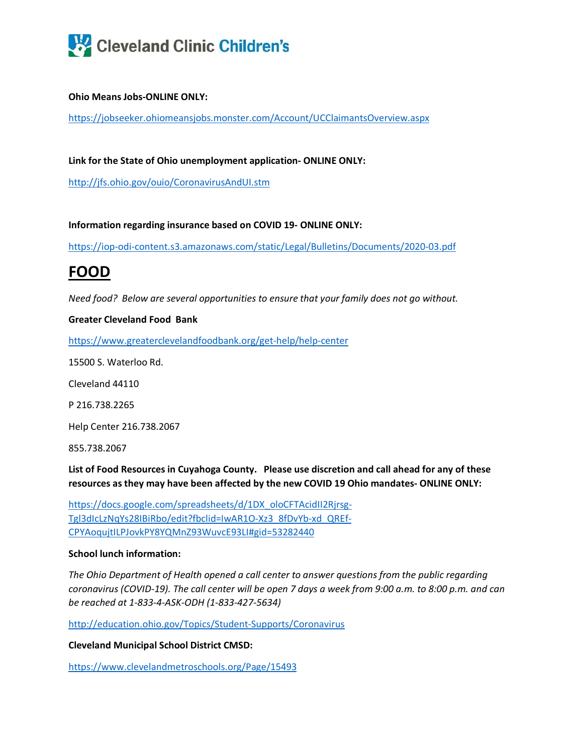**Ohio Means Jobs-ONLINE ONLY:**

https://jobseeker.ohiomeansjobs.monster.com/Account/UCClaimantsOverview.aspx

**Link for the State of Ohio unemployment application- ONLINE ONLY:**

http://jfs.ohio.gov/ouio/CoronavirusAndUI.stm

**Information regarding insurance based on COVID 19- ONLINE ONLY:**

https://iop-odi-content.s3.amazonaws.com/static/Legal/Bulletins/Documents/2020-03.pdf

# FOOD

*Need food? Below are several opportunities to ensure that your family does not go without.*

**Greater Cleveland Food Bank**

https://www.greaterclevelandfoodbank.org/get-help/help-center

15500 S. Waterloo Rd.

Cleveland 44110

P 216.738.2265

Help Center 216.738.2067

855.738.2067

**List of Food Resources in Cuyahoga County. Please use discretion and call ahead for any of these resources as they may have been affected by the new COVID 19 Ohio mandates- ONLINE ONLY:**

https://docs.google.com/spreadsheets/d/1DX_oloCFTAcidII2Rjrsg-Tgl3dIcLzNqYs28IBiRbo/edit?fbclid=IwAR1O-Xz3_8fDvYb-xd_QREf-CPYAoqujtILPJovkPY8YQMnZ93WuvcE93LI#gid=53282440

**School lunch information:**

*The Ohio Department of Health opened a call center to answer questions from the public regarding coronavirus (COVID-19). The call center will be open 7 days a week from 9:00 a.m. to 8:00 p.m. and can be reached at 1-833-4-ASK-ODH (1-833-427-5634)*

http://education.ohio.gov/Topics/Student-Supports/Coronavirus

**Cleveland Municipal School District CMSD:**

https://www.clevelandmetroschools.org/Page/15493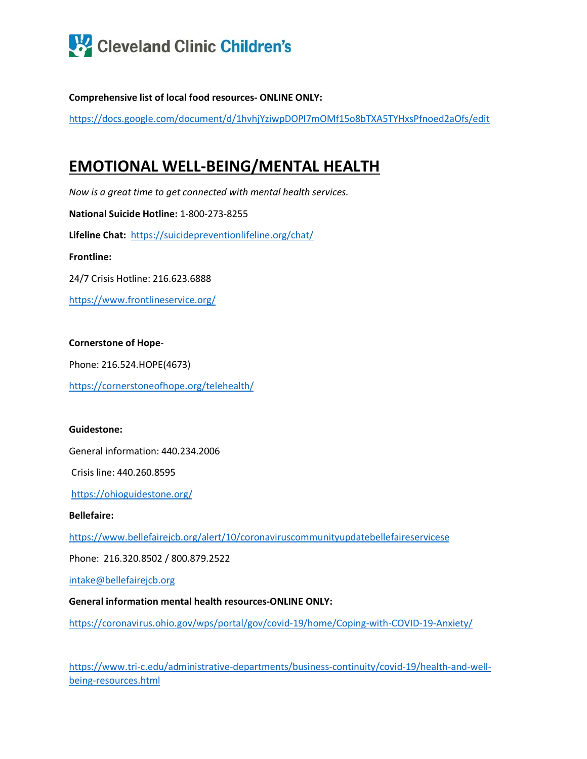**Comprehensive list of local food resources- ONLINE ONLY:**

https://docs.google.com/document/d/1hvhjYziwpDOPI7mOMf15o8bTXA5TYHxsPfnoed2aOfs/edit

# EMOTIONAL WELL-BEING/MENTAL HEALTH

*Now is a great time to get connected with mental health services.*

**National Suicide Hotline:** 1-800-273-8255

**Lifeline Chat:** https://suicidepreventionlifeline.org/chat/

**Frontline:**

24/7 Crisis Hotline: 216.623.6888

https://www.frontlineservice.org/

**Cornerstone of Hope**-

Phone: 216.524.HOPE(4673)

https://cornerstoneofhope.org/telehealth/

**Guidestone:**

General information: 440.234.2006

Crisis line: 440.260.8595

https://ohioguidestone.org/

**Bellefaire:**

https://www.bellefairejcb.org/alert/10/coronaviruscommunityupdatebellefaireservicese

Phone: 216.320.8502 / 800.879.2522

intake@bellefairejcb.org

**General information mental health resources-ONLINE ONLY:**

https://coronavirus.ohio.gov/wps/portal/gov/covid-19/home/Coping-with-COVID-19-Anxiety/

https://www.tri-c.edu/administrative-departments/business-continuity/covid-19/health-and-well-being-resources.html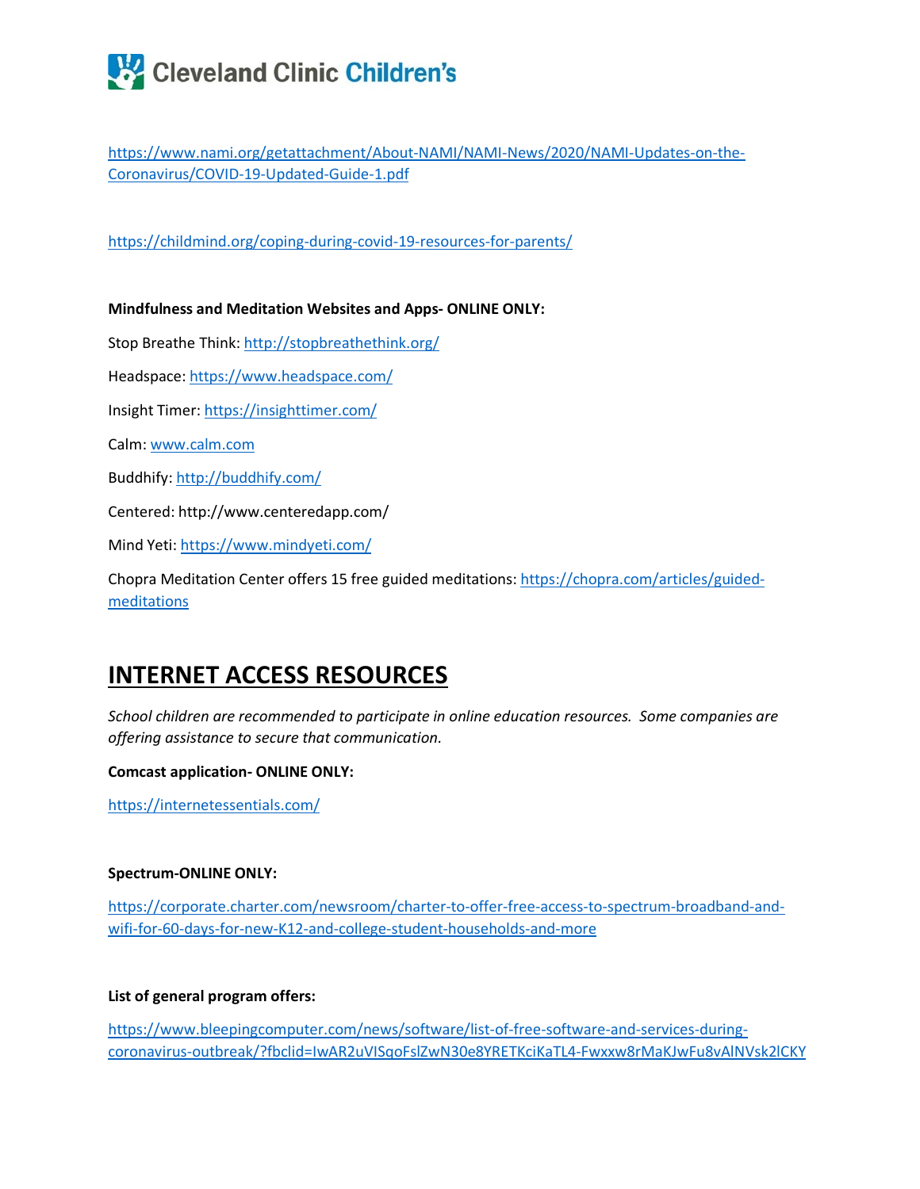https://www.nami.org/getattachment/About-NAMI/NAMI-News/2020/NAMI-Updates-on-the-Coronavirus/COVID-19-Updated-Guide-1.pdf

https://childmind.org/coping-during-covid-19-resources-for-parents/

**Mindfulness and Meditation Websites and Apps- ONLINE ONLY:**

Stop Breathe Think: http://stopbreathethink.org/

Headspace: https://www.headspace.com/

Insight Timer: https://insighttimer.com/

Calm: www.calm.com

Buddhify: http://buddhify.com/

Centered: http://www.centeredapp.com/

Mind Yeti: https://www.mindyeti.com/

Chopra Meditation Center offers 15 free guided meditations: https://chopra.com/articles/guided-meditations

# INTERNET ACCESS RESOURCES

*School children are recommended to participate in online education resources. Some companies are offering assistance to secure that communication.*

**Comcast application- ONLINE ONLY:**

https://internetessentials.com/

**Spectrum-ONLINE ONLY:**

https://corporate.charter.com/newsroom/charter-to-offer-free-access-to-spectrum-broadband-and-wifi-for-60-days-for-new-K12-and-college-student-households-and-more

**List of general program offers:**

https://www.bleepingcomputer.com/news/software/list-of-free-software-and-services-during-coronavirus-outbreak/?fbclid=IwAR2uVISqoFslZwN30e8YRETKciKaTL4-Fwxxw8rMaKJwFu8vAlNVsk2lCKY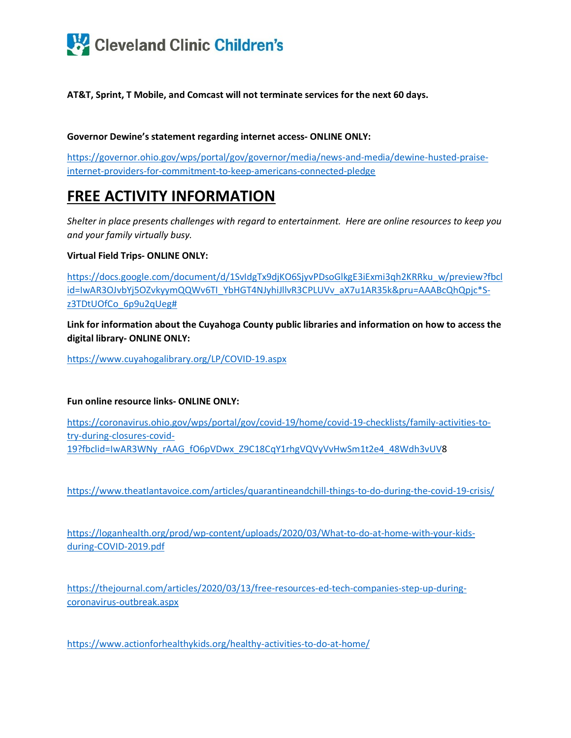**AT&T, Sprint, T Mobile, and Comcast will not terminate services for the next 60 days.**

**Governor Dewine's statement regarding internet access- ONLINE ONLY:**

https://governor.ohio.gov/wps/portal/gov/governor/media/news-and-media/dewine-husted-praise-internet-providers-for-commitment-to-keep-americans-connected-pledge

# FREE ACTIVITY INFORMATION

*Shelter in place presents challenges with regard to entertainment. Here are online resources to keep you and your family virtually busy.*

**Virtual Field Trips- ONLINE ONLY:**

https://docs.google.com/document/d/1SvIdgTx9djKO6SjyvPDsoGlkgE3iExmi3qh2KRRku_w/preview?fbclid=IwAR3OJvbYj5OZvkyymQQWv6TI_YbHGT4NJyhiJllvR3CPLUVv_aX7u1AR35k&pru=AAABcQhQpjc*S-z3TDtUOfCo_6p9u2qUeg#

**Link for information about the Cuyahoga County public libraries and information on how to access the digital library- ONLINE ONLY:**

https://www.cuyahogalibrary.org/LP/COVID-19.aspx

**Fun online resource links- ONLINE ONLY:**

https://coronavirus.ohio.gov/wps/portal/gov/covid-19/home/covid-19-checklists/family-activities-to-try-during-closures-covid-19?fbclid=IwAR3WNy_rAAG_fO6pVDwx_Z9C18CqY1rhgVQVyVvHwSm1t2e4_48Wdh3vUV8

https://www.theatlantavoice.com/articles/quarantineandchill-things-to-do-during-the-covid-19-crisis/

https://loganhealth.org/prod/wp-content/uploads/2020/03/What-to-do-at-home-with-your-kids-during-COVID-2019.pdf

https://thejournal.com/articles/2020/03/13/free-resources-ed-tech-companies-step-up-during-coronavirus-outbreak.aspx

https://www.actionforhealthykids.org/healthy-activities-to-do-at-home/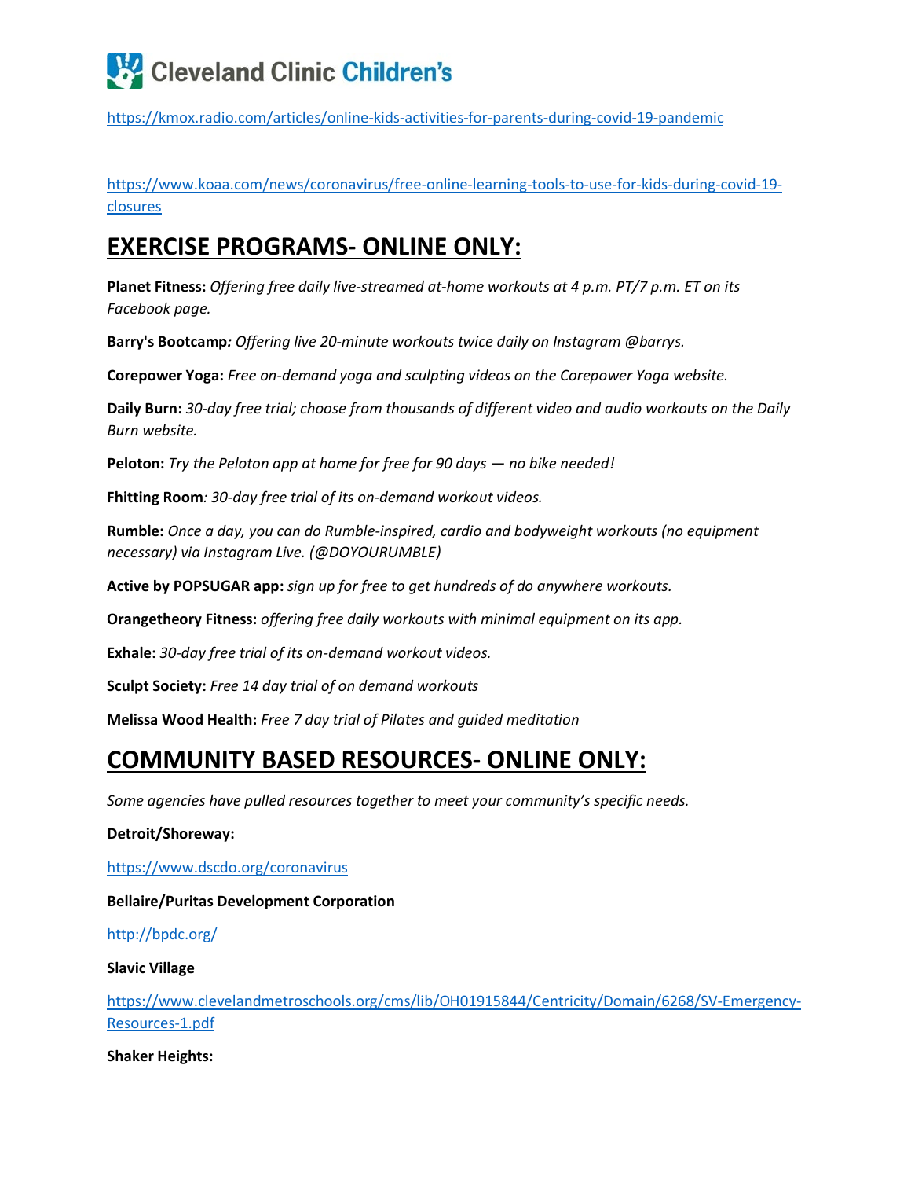https://kmox.radio.com/articles/online-kids-activities-for-parents-during-covid-19-pandemic

https://www.koaa.com/news/coronavirus/free-online-learning-tools-to-use-for-kids-during-covid-19-closures

## EXERCISE PROGRAMS- ONLINE ONLY:

**Planet Fitness:** *Offering free daily live-streamed at-home workouts at 4 p.m. PT/7 p.m. ET on its Facebook page.*

**Barry's Bootcamp***: Offering live 20-minute workouts twice daily on Instagram @barrys.*

**Corepower Yoga:** *Free on-demand yoga and sculpting videos on the Corepower Yoga website.*

**Daily Burn:** *30-day free trial; choose from thousands of different video and audio workouts on the Daily Burn website.*

**Peloton:** *Try the Peloton app at home for free for 90 days — no bike needed!*

**Fhitting Room***: 30-day free trial of its on-demand workout videos.*

**Rumble:** *Once a day, you can do Rumble-inspired, cardio and bodyweight workouts (no equipment necessary) via Instagram Live. (@DOYOURUMBLE)*

**Active by POPSUGAR app:** *sign up for free to get hundreds of do anywhere workouts.*

**Orangetheory Fitness:** *offering free daily workouts with minimal equipment on its app.*

**Exhale:** *30-day free trial of its on-demand workout videos.*

**Sculpt Society:** *Free 14 day trial of on demand workouts*

**Melissa Wood Health:** *Free 7 day trial of Pilates and guided meditation*

## COMMUNITY BASED RESOURCES- ONLINE ONLY:

*Some agencies have pulled resources together to meet your community's specific needs.*

**Detroit/Shoreway:**

https://www.dscdo.org/coronavirus

**Bellaire/Puritas Development Corporation**

http://bpdc.org/

**Slavic Village**

https://www.clevelandmetroschools.org/cms/lib/OH01915844/Centricity/Domain/6268/SV-Emergency-Resources-1.pdf

**Shaker Heights:**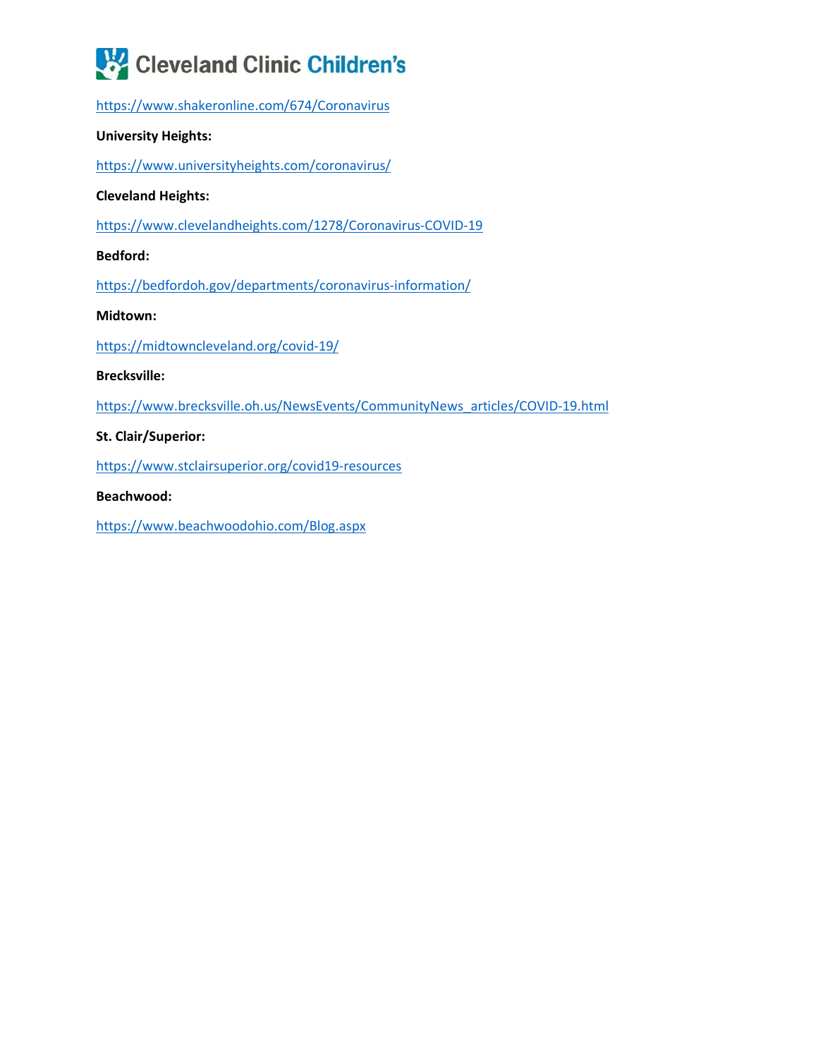https://www.shakeronline.com/674/Coronavirus

**University Heights:**

https://www.universityheights.com/coronavirus/

**Cleveland Heights:**

https://www.clevelandheights.com/1278/Coronavirus-COVID-19

**Bedford:**

https://bedfordoh.gov/departments/coronavirus-information/

**Midtown:**

https://midtowncleveland.org/covid-19/

**Brecksville:**

https://www.brecksville.oh.us/NewsEvents/CommunityNews_articles/COVID-19.html

**St. Clair/Superior:**

https://www.stclairsuperior.org/covid19-resources

**Beachwood:**

https://www.beachwoodohio.com/Blog.aspx